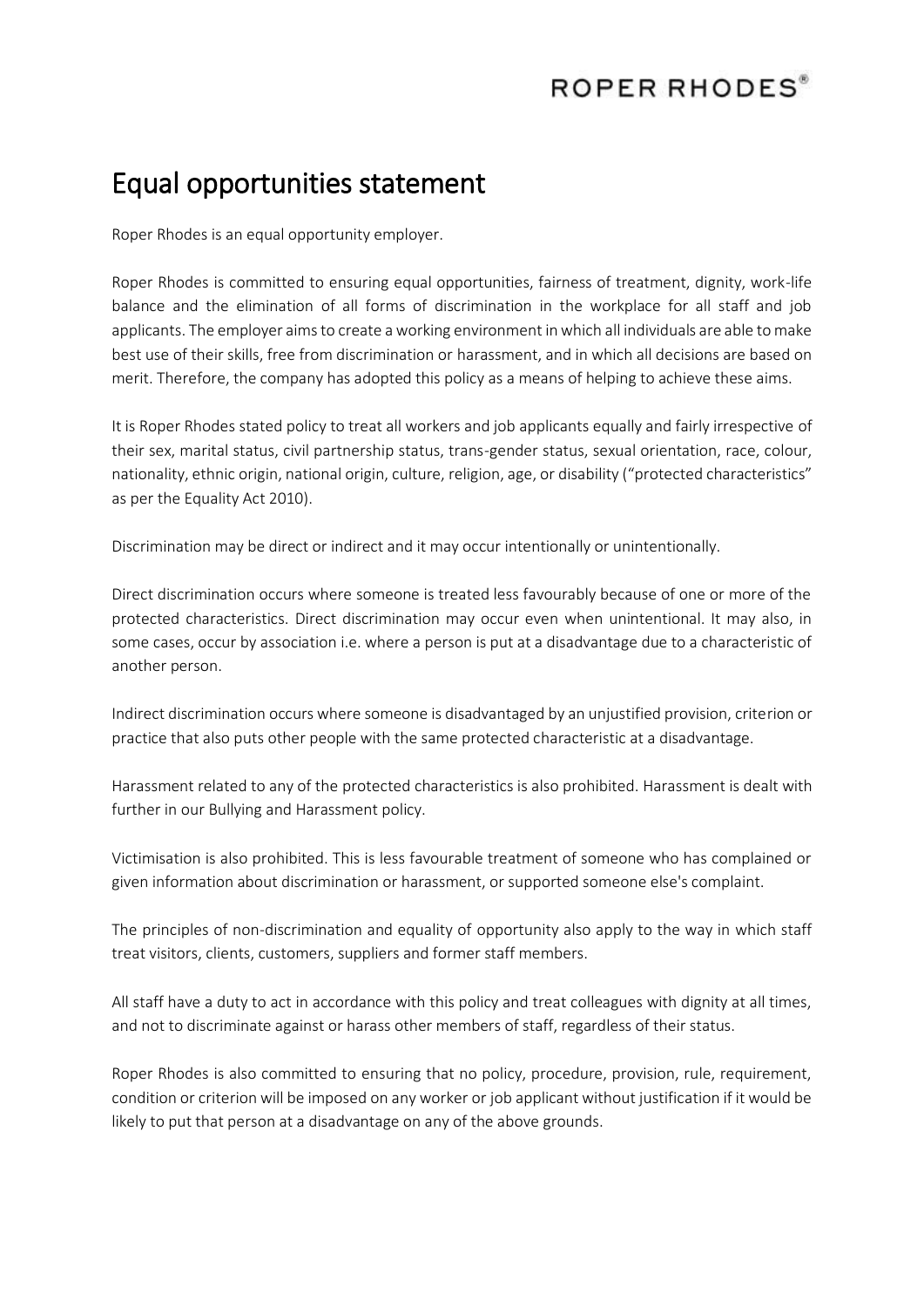# Equal opportunities statement

Roper Rhodes is an equal opportunity employer.

Roper Rhodes is committed to ensuring equal opportunities, fairness of treatment, dignity, work-life balance and the elimination of all forms of discrimination in the workplace for all staff and job applicants. The employer aims to create a working environment in which all individuals are able to make best use of their skills, free from discrimination or harassment, and in which all decisions are based on merit. Therefore, the company has adopted this policy as a means of helping to achieve these aims.

It is Roper Rhodes stated policy to treat all workers and job applicants equally and fairly irrespective of their sex, marital status, civil partnership status, trans-gender status, sexual orientation, race, colour, nationality, ethnic origin, national origin, culture, religion, age, or disability ("protected characteristics" as per the Equality Act 2010).

Discrimination may be direct or indirect and it may occur intentionally or unintentionally.

Direct discrimination occurs where someone is treated less favourably because of one or more of the protected characteristics. Direct discrimination may occur even when unintentional. It may also, in some cases, occur by association i.e. where a person is put at a disadvantage due to a characteristic of another person.

Indirect discrimination occurs where someone is disadvantaged by an unjustified provision, criterion or practice that also puts other people with the same protected characteristic at a disadvantage.

Harassment related to any of the protected characteristics is also prohibited. Harassment is dealt with further in our Bullying and Harassment policy.

Victimisation is also prohibited. This is less favourable treatment of someone who has complained or given information about discrimination or harassment, or supported someone else's complaint.

The principles of non-discrimination and equality of opportunity also apply to the way in which staff treat visitors, clients, customers, suppliers and former staff members.

All staff have a duty to act in accordance with this policy and treat colleagues with dignity at all times, and not to discriminate against or harass other members of staff, regardless of their status.

Roper Rhodes is also committed to ensuring that no policy, procedure, provision, rule, requirement, condition or criterion will be imposed on any worker or job applicant without justification if it would be likely to put that person at a disadvantage on any of the above grounds.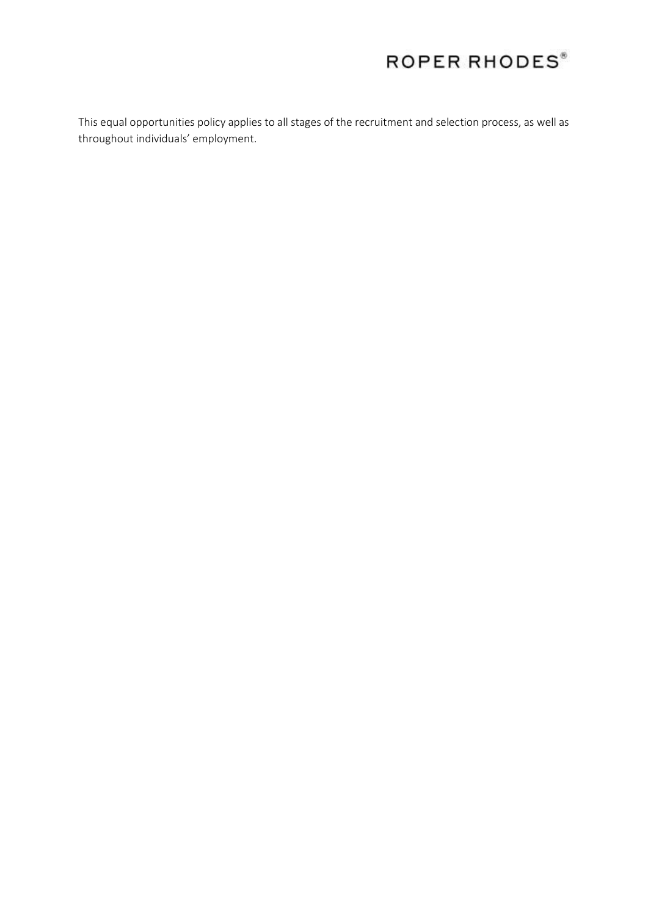This equal opportunities policy applies to all stages of the recruitment and selection process, as well as throughout individuals' employment.